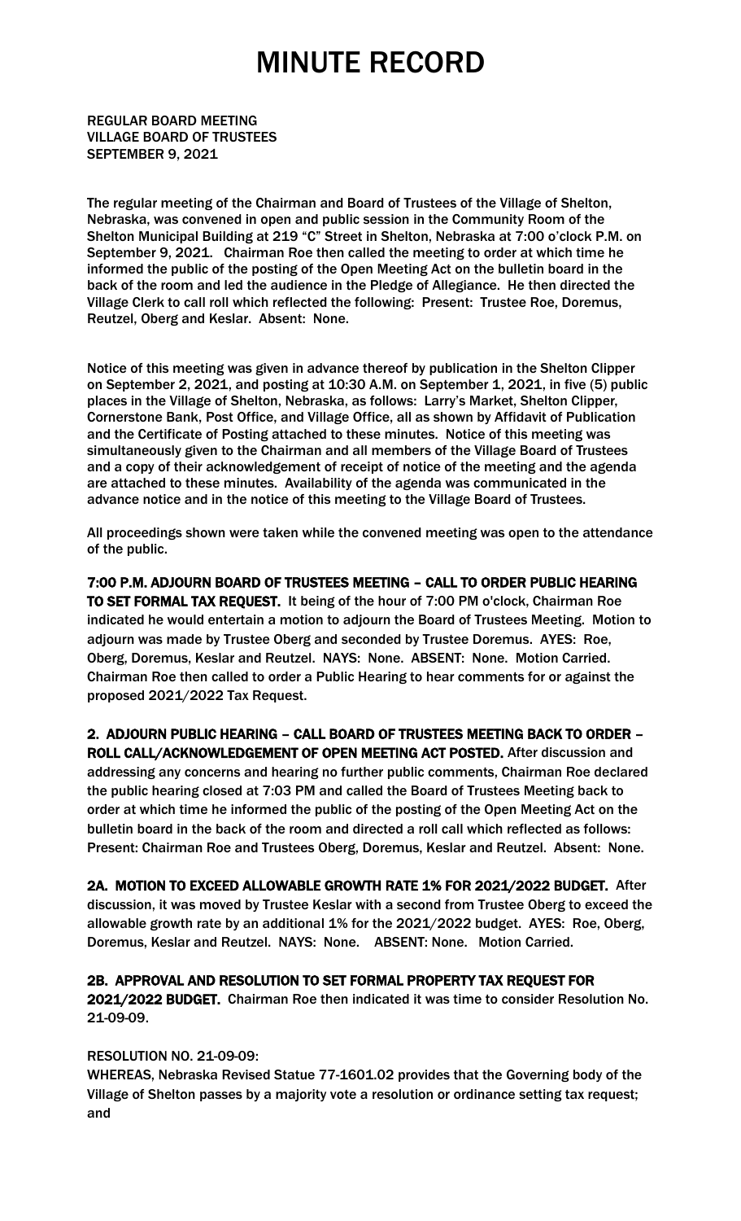# MINUTE RECORD

REGULAR BOARD MEETING
VILLAGE BOARD OF TRUSTEES
SEPTEMBER 9, 2021

The regular meeting of the Chairman and Board of Trustees of the Village of Shelton, Nebraska, was convened in open and public session in the Community Room of the Shelton Municipal Building at 219 "C" Street in Shelton, Nebraska at 7:00 o'clock P.M. on September 9, 2021. Chairman Roe then called the meeting to order at which time he informed the public of the posting of the Open Meeting Act on the bulletin board in the back of the room and led the audience in the Pledge of Allegiance. He then directed the Village Clerk to call roll which reflected the following: Present: Trustee Roe, Doremus, Reutzel, Oberg and Keslar. Absent: None.

Notice of this meeting was given in advance thereof by publication in the Shelton Clipper on September 2, 2021, and posting at 10:30 A.M. on September 1, 2021, in five (5) public places in the Village of Shelton, Nebraska, as follows: Larry's Market, Shelton Clipper, Cornerstone Bank, Post Office, and Village Office, all as shown by Affidavit of Publication and the Certificate of Posting attached to these minutes. Notice of this meeting was simultaneously given to the Chairman and all members of the Village Board of Trustees and a copy of their acknowledgement of receipt of notice of the meeting and the agenda are attached to these minutes. Availability of the agenda was communicated in the advance notice and in the notice of this meeting to the Village Board of Trustees.

All proceedings shown were taken while the convened meeting was open to the attendance of the public.

**7:00 P.M. ADJOURN BOARD OF TRUSTEES MEETING – CALL TO ORDER PUBLIC HEARING TO SET FORMAL TAX REQUEST.** It being of the hour of 7:00 PM o'clock, Chairman Roe indicated he would entertain a motion to adjourn the Board of Trustees Meeting. Motion to adjourn was made by Trustee Oberg and seconded by Trustee Doremus. AYES: Roe, Oberg, Doremus, Keslar and Reutzel. NAYS: None. ABSENT: None. Motion Carried. Chairman Roe then called to order a Public Hearing to hear comments for or against the proposed 2021/2022 Tax Request.

**2. ADJOURN PUBLIC HEARING – CALL BOARD OF TRUSTEES MEETING BACK TO ORDER – ROLL CALL/ACKNOWLEDGEMENT OF OPEN MEETING ACT POSTED.** After discussion and addressing any concerns and hearing no further public comments, Chairman Roe declared the public hearing closed at 7:03 PM and called the Board of Trustees Meeting back to order at which time he informed the public of the posting of the Open Meeting Act on the bulletin board in the back of the room and directed a roll call which reflected as follows: Present: Chairman Roe and Trustees Oberg, Doremus, Keslar and Reutzel. Absent: None.

**2A. MOTION TO EXCEED ALLOWABLE GROWTH RATE 1% FOR 2021/2022 BUDGET.** After discussion, it was moved by Trustee Keslar with a second from Trustee Oberg to exceed the allowable growth rate by an additional 1% for the 2021/2022 budget. AYES: Roe, Oberg, Doremus, Keslar and Reutzel. NAYS: None. ABSENT: None. Motion Carried.

**2B. APPROVAL AND RESOLUTION TO SET FORMAL PROPERTY TAX REQUEST FOR 2021/2022 BUDGET.** Chairman Roe then indicated it was time to consider Resolution No. 21-09-09.

RESOLUTION NO. 21-09-09:
WHEREAS, Nebraska Revised Statue 77-1601.02 provides that the Governing body of the Village of Shelton passes by a majority vote a resolution or ordinance setting tax request; and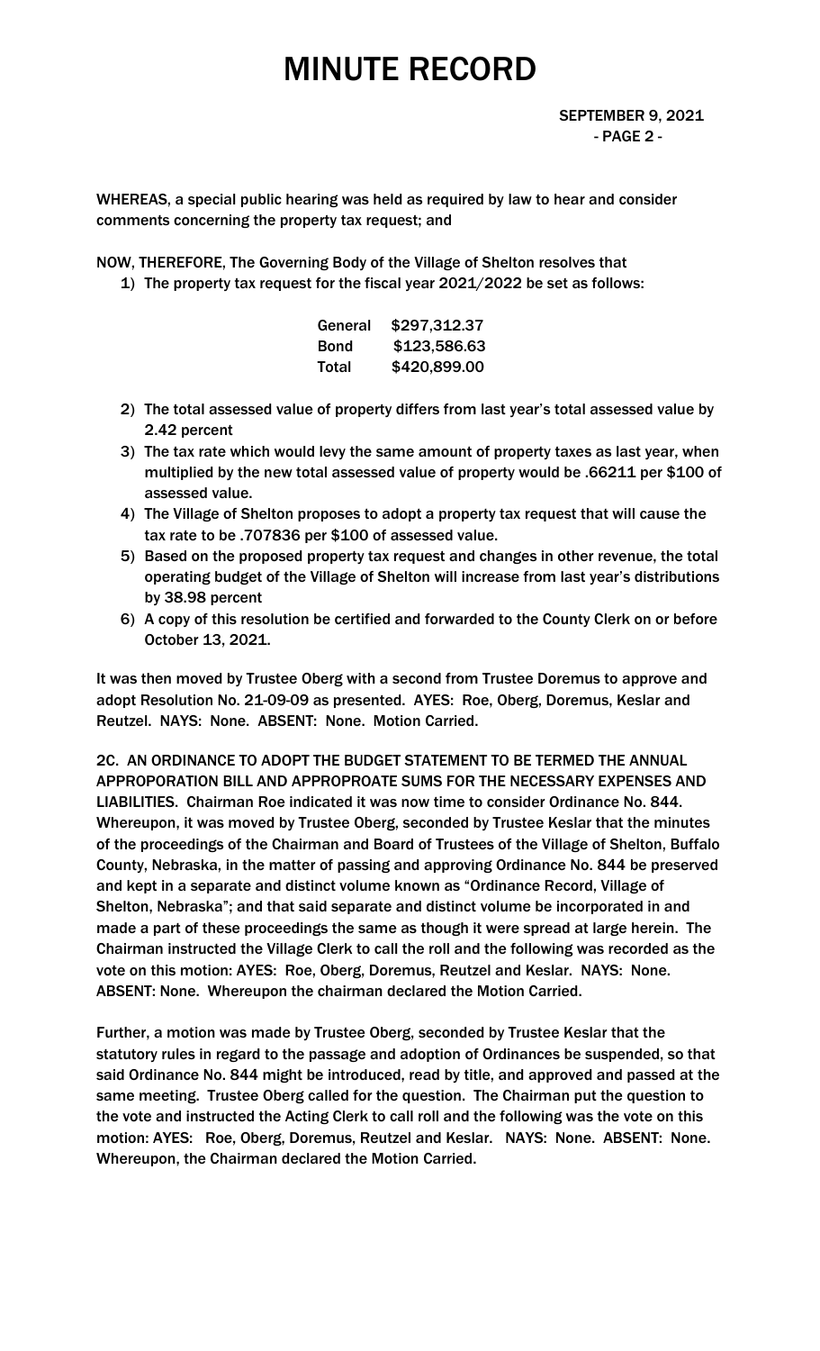WHEREAS, a special public hearing was held as required by law to hear and consider comments concerning the property tax request; and

NOW, THEREFORE, The Governing Body of the Village of Shelton resolves that

1) The property tax request for the fiscal year 2021/2022 be set as follows:

| | |
|---|---|
| General | \$297,312.37 |
| Bond | \$123,586.63 |
| Total | \$420,899.00 |

2) The total assessed value of property differs from last year's total assessed value by 2.42 percent
3) The tax rate which would levy the same amount of property taxes as last year, when multiplied by the new total assessed value of property would be .66211 per \$100 of assessed value.
4) The Village of Shelton proposes to adopt a property tax request that will cause the tax rate to be .707836 per \$100 of assessed value.
5) Based on the proposed property tax request and changes in other revenue, the total operating budget of the Village of Shelton will increase from last year's distributions by 38.98 percent
6) A copy of this resolution be certified and forwarded to the County Clerk on or before October 13, 2021.

It was then moved by Trustee Oberg with a second from Trustee Doremus to approve and adopt Resolution No. 21-09-09 as presented. AYES: Roe, Oberg, Doremus, Keslar and Reutzel. NAYS: None. ABSENT: None. Motion Carried.

2C. AN ORDINANCE TO ADOPT THE BUDGET STATEMENT TO BE TERMED THE ANNUAL APPROPORATION BILL AND APPROPROATE SUMS FOR THE NECESSARY EXPENSES AND LIABILITIES. Chairman Roe indicated it was now time to consider Ordinance No. 844. Whereupon, it was moved by Trustee Oberg, seconded by Trustee Keslar that the minutes of the proceedings of the Chairman and Board of Trustees of the Village of Shelton, Buffalo County, Nebraska, in the matter of passing and approving Ordinance No. 844 be preserved and kept in a separate and distinct volume known as "Ordinance Record, Village of Shelton, Nebraska"; and that said separate and distinct volume be incorporated in and made a part of these proceedings the same as though it were spread at large herein. The Chairman instructed the Village Clerk to call the roll and the following was recorded as the vote on this motion: AYES: Roe, Oberg, Doremus, Reutzel and Keslar. NAYS: None. ABSENT: None. Whereupon the chairman declared the Motion Carried.

Further, a motion was made by Trustee Oberg, seconded by Trustee Keslar that the statutory rules in regard to the passage and adoption of Ordinances be suspended, so that said Ordinance No. 844 might be introduced, read by title, and approved and passed at the same meeting. Trustee Oberg called for the question. The Chairman put the question to the vote and instructed the Acting Clerk to call roll and the following was the vote on this motion: AYES: Roe, Oberg, Doremus, Reutzel and Keslar. NAYS: None. ABSENT: None. Whereupon, the Chairman declared the Motion Carried.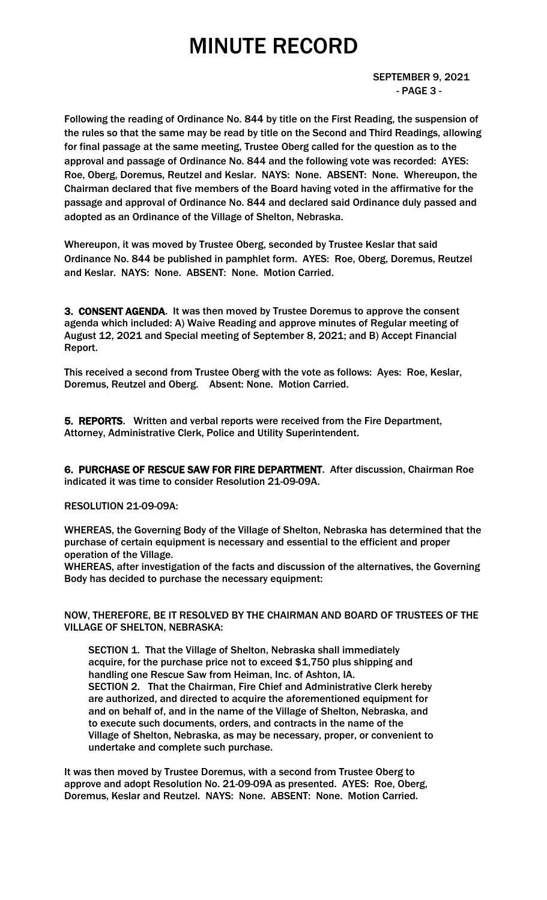Following the reading of Ordinance No. 844 by title on the First Reading, the suspension of the rules so that the same may be read by title on the Second and Third Readings, allowing for final passage at the same meeting, Trustee Oberg called for the question as to the approval and passage of Ordinance No. 844 and the following vote was recorded: AYES: Roe, Oberg, Doremus, Reutzel and Keslar. NAYS: None. ABSENT: None. Whereupon, the Chairman declared that five members of the Board having voted in the affirmative for the passage and approval of Ordinance No. 844 and declared said Ordinance duly passed and adopted as an Ordinance of the Village of Shelton, Nebraska.

Whereupon, it was moved by Trustee Oberg, seconded by Trustee Keslar that said Ordinance No. 844 be published in pamphlet form. AYES: Roe, Oberg, Doremus, Reutzel and Keslar. NAYS: None. ABSENT: None. Motion Carried.

**3. CONSENT AGENDA**. It was then moved by Trustee Doremus to approve the consent agenda which included: A) Waive Reading and approve minutes of Regular meeting of August 12, 2021 and Special meeting of September 8, 2021; and B) Accept Financial Report.

This received a second from Trustee Oberg with the vote as follows: Ayes: Roe, Keslar, Doremus, Reutzel and Oberg. Absent: None. Motion Carried.

**5. REPORTS**. Written and verbal reports were received from the Fire Department, Attorney, Administrative Clerk, Police and Utility Superintendent.

**6. PURCHASE OF RESCUE SAW FOR FIRE DEPARTMENT**. After discussion, Chairman Roe indicated it was time to consider Resolution 21-09-09A.

RESOLUTION 21-09-09A:

WHEREAS, the Governing Body of the Village of Shelton, Nebraska has determined that the purchase of certain equipment is necessary and essential to the efficient and proper operation of the Village.

WHEREAS, after investigation of the facts and discussion of the alternatives, the Governing Body has decided to purchase the necessary equipment:

NOW, THEREFORE, BE IT RESOLVED BY THE CHAIRMAN AND BOARD OF TRUSTEES OF THE VILLAGE OF SHELTON, NEBRASKA:

SECTION 1. That the Village of Shelton, Nebraska shall immediately acquire, for the purchase price not to exceed $1,750 plus shipping and handling one Rescue Saw from Heiman, Inc. of Ashton, IA.

SECTION 2. That the Chairman, Fire Chief and Administrative Clerk hereby are authorized, and directed to acquire the aforementioned equipment for and on behalf of, and in the name of the Village of Shelton, Nebraska, and to execute such documents, orders, and contracts in the name of the Village of Shelton, Nebraska, as may be necessary, proper, or convenient to undertake and complete such purchase.

It was then moved by Trustee Doremus, with a second from Trustee Oberg to approve and adopt Resolution No. 21-09-09A as presented. AYES: Roe, Oberg, Doremus, Keslar and Reutzel. NAYS: None. ABSENT: None. Motion Carried.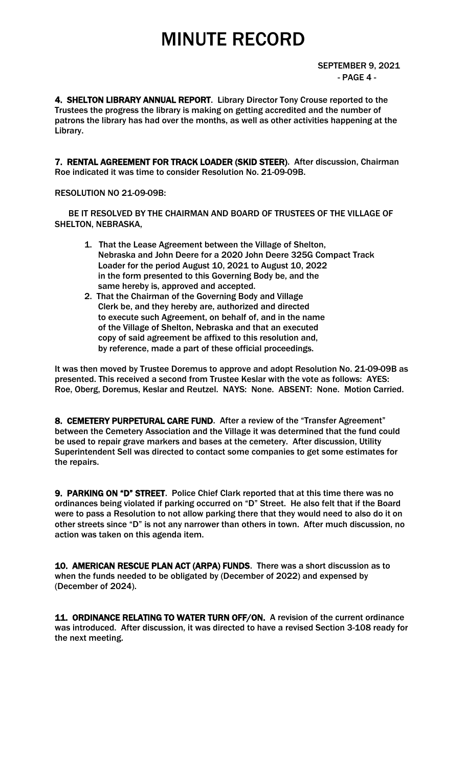# MINUTE RECORD

SEPTEMBER 9, 2021
- PAGE 4 -

**4. SHELTON LIBRARY ANNUAL REPORT**. Library Director Tony Crouse reported to the Trustees the progress the library is making on getting accredited and the number of patrons the library has had over the months, as well as other activities happening at the Library.

**7. RENTAL AGREEMENT FOR TRACK LOADER (SKID STEER)**. After discussion, Chairman Roe indicated it was time to consider Resolution No. 21-09-09B.

RESOLUTION NO 21-09-09B:

BE IT RESOLVED BY THE CHAIRMAN AND BOARD OF TRUSTEES OF THE VILLAGE OF SHELTON, NEBRASKA,

1. That the Lease Agreement between the Village of Shelton, Nebraska and John Deere for a 2020 John Deere 325G Compact Track Loader for the period August 10, 2021 to August 10, 2022 in the form presented to this Governing Body be, and the same hereby is, approved and accepted.
2. That the Chairman of the Governing Body and Village Clerk be, and they hereby are, authorized and directed to execute such Agreement, on behalf of, and in the name of the Village of Shelton, Nebraska and that an executed copy of said agreement be affixed to this resolution and, by reference, made a part of these official proceedings.

It was then moved by Trustee Doremus to approve and adopt Resolution No. 21-09-09B as presented. This received a second from Trustee Keslar with the vote as follows: AYES: Roe, Oberg, Doremus, Keslar and Reutzel. NAYS: None. ABSENT: None. Motion Carried.

**8. CEMETERY PURPETURAL CARE FUND**. After a review of the "Transfer Agreement" between the Cemetery Association and the Village it was determined that the fund could be used to repair grave markers and bases at the cemetery. After discussion, Utility Superintendent Sell was directed to contact some companies to get some estimates for the repairs.

**9. PARKING ON "D" STREET**. Police Chief Clark reported that at this time there was no ordinances being violated if parking occurred on "D" Street. He also felt that if the Board were to pass a Resolution to not allow parking there that they would need to also do it on other streets since "D" is not any narrower than others in town. After much discussion, no action was taken on this agenda item.

**10. AMERICAN RESCUE PLAN ACT (ARPA) FUNDS**. There was a short discussion as to when the funds needed to be obligated by (December of 2022) and expensed by (December of 2024).

**11. ORDINANCE RELATING TO WATER TURN OFF/ON.** A revision of the current ordinance was introduced. After discussion, it was directed to have a revised Section 3-108 ready for the next meeting.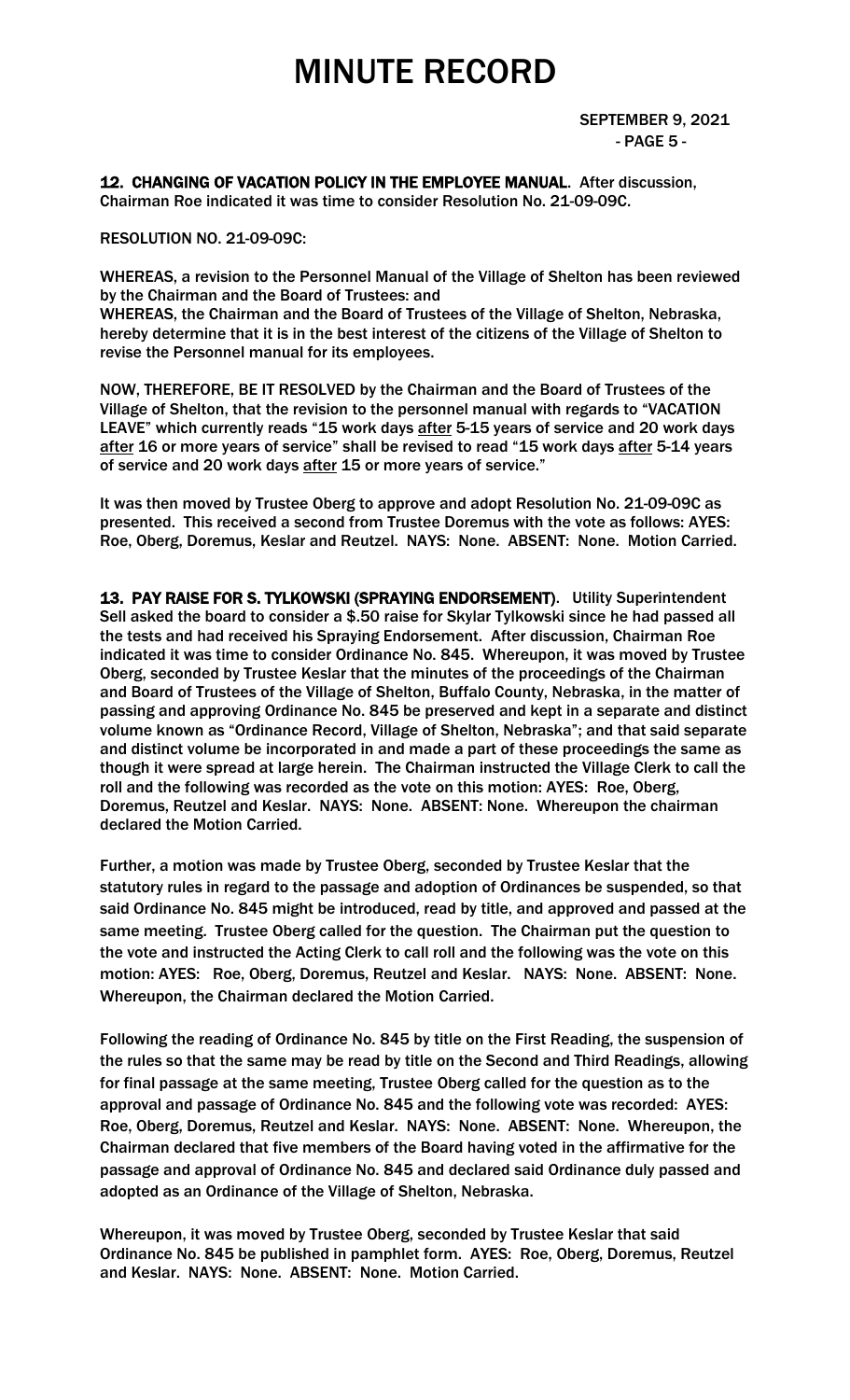**12. CHANGING OF VACATION POLICY IN THE EMPLOYEE MANUAL.** After discussion, Chairman Roe indicated it was time to consider Resolution No. 21-09-09C.

RESOLUTION NO. 21-09-09C:

WHEREAS, a revision to the Personnel Manual of the Village of Shelton has been reviewed by the Chairman and the Board of Trustees: and
WHEREAS, the Chairman and the Board of Trustees of the Village of Shelton, Nebraska, hereby determine that it is in the best interest of the citizens of the Village of Shelton to revise the Personnel manual for its employees.

NOW, THEREFORE, BE IT RESOLVED by the Chairman and the Board of Trustees of the Village of Shelton, that the revision to the personnel manual with regards to "VACATION LEAVE" which currently reads "15 work days after 5-15 years of service and 20 work days after 16 or more years of service" shall be revised to read "15 work days after 5-14 years of service and 20 work days after 15 or more years of service."

It was then moved by Trustee Oberg to approve and adopt Resolution No. 21-09-09C as presented. This received a second from Trustee Doremus with the vote as follows: AYES: Roe, Oberg, Doremus, Keslar and Reutzel. NAYS: None. ABSENT: None. Motion Carried.

**13. PAY RAISE FOR S. TYLKOWSKI (SPRAYING ENDORSEMENT).** Utility Superintendent Sell asked the board to consider a $.50 raise for Skylar Tylkowski since he had passed all the tests and had received his Spraying Endorsement. After discussion, Chairman Roe indicated it was time to consider Ordinance No. 845. Whereupon, it was moved by Trustee Oberg, seconded by Trustee Keslar that the minutes of the proceedings of the Chairman and Board of Trustees of the Village of Shelton, Buffalo County, Nebraska, in the matter of passing and approving Ordinance No. 845 be preserved and kept in a separate and distinct volume known as "Ordinance Record, Village of Shelton, Nebraska"; and that said separate and distinct volume be incorporated in and made a part of these proceedings the same as though it were spread at large herein. The Chairman instructed the Village Clerk to call the roll and the following was recorded as the vote on this motion: AYES: Roe, Oberg, Doremus, Reutzel and Keslar. NAYS: None. ABSENT: None. Whereupon the chairman declared the Motion Carried.

Further, a motion was made by Trustee Oberg, seconded by Trustee Keslar that the statutory rules in regard to the passage and adoption of Ordinances be suspended, so that said Ordinance No. 845 might be introduced, read by title, and approved and passed at the same meeting. Trustee Oberg called for the question. The Chairman put the question to the vote and instructed the Acting Clerk to call roll and the following was the vote on this motion: AYES: Roe, Oberg, Doremus, Reutzel and Keslar. NAYS: None. ABSENT: None. Whereupon, the Chairman declared the Motion Carried.

Following the reading of Ordinance No. 845 by title on the First Reading, the suspension of the rules so that the same may be read by title on the Second and Third Readings, allowing for final passage at the same meeting, Trustee Oberg called for the question as to the approval and passage of Ordinance No. 845 and the following vote was recorded: AYES: Roe, Oberg, Doremus, Reutzel and Keslar. NAYS: None. ABSENT: None. Whereupon, the Chairman declared that five members of the Board having voted in the affirmative for the passage and approval of Ordinance No. 845 and declared said Ordinance duly passed and adopted as an Ordinance of the Village of Shelton, Nebraska.

Whereupon, it was moved by Trustee Oberg, seconded by Trustee Keslar that said Ordinance No. 845 be published in pamphlet form. AYES: Roe, Oberg, Doremus, Reutzel and Keslar. NAYS: None. ABSENT: None. Motion Carried.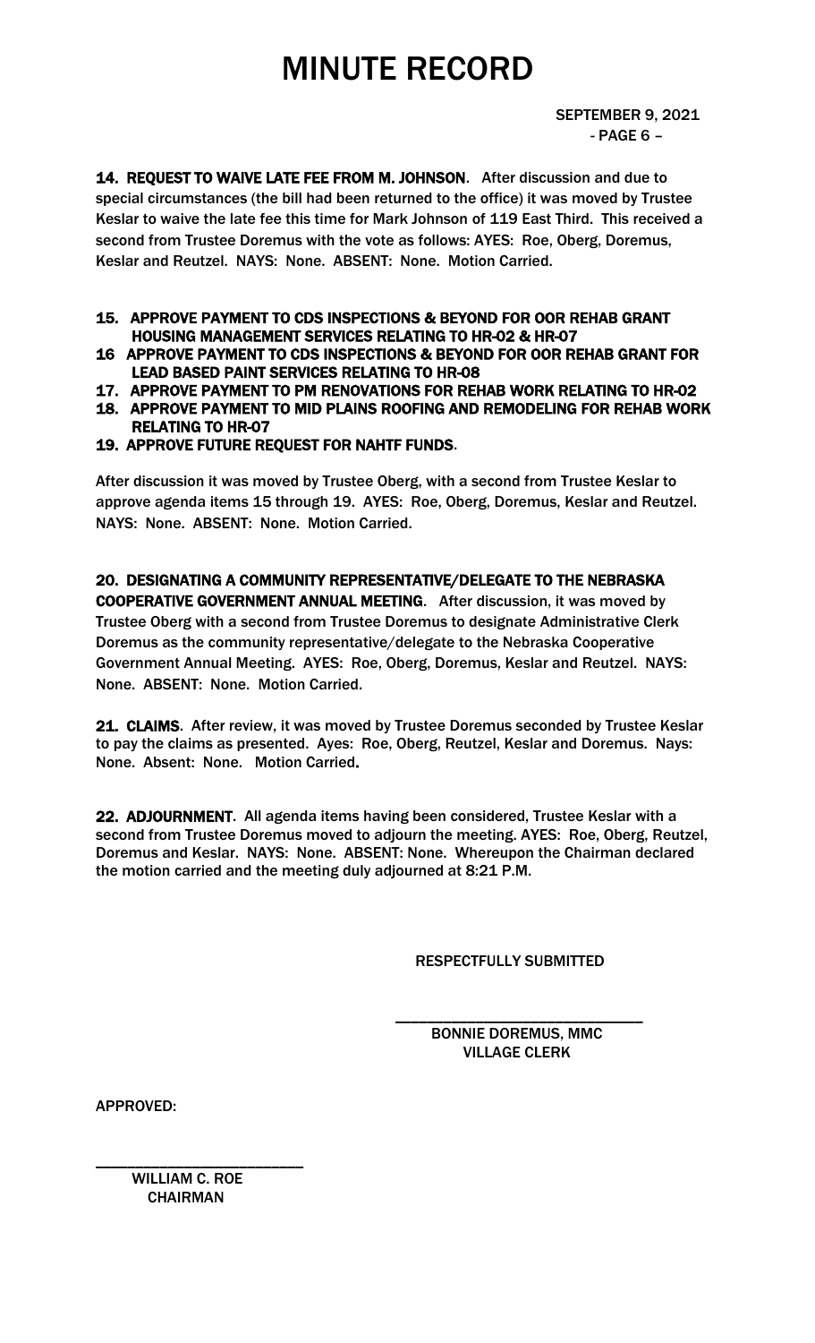# MINUTE RECORD

SEPTEMBER 9, 2021
- PAGE 6 –

**14. REQUEST TO WAIVE LATE FEE FROM M. JOHNSON**. After discussion and due to special circumstances (the bill had been returned to the office) it was moved by Trustee Keslar to waive the late fee this time for Mark Johnson of 119 East Third. This received a second from Trustee Doremus with the vote as follows: AYES: Roe, Oberg, Doremus, Keslar and Reutzel. NAYS: None. ABSENT: None. Motion Carried.

**15. APPROVE PAYMENT TO CDS INSPECTIONS & BEYOND FOR OOR REHAB GRANT HOUSING MANAGEMENT SERVICES RELATING TO HR-02 & HR-07**
**16 APPROVE PAYMENT TO CDS INSPECTIONS & BEYOND FOR OOR REHAB GRANT FOR LEAD BASED PAINT SERVICES RELATING TO HR-08**
**17. APPROVE PAYMENT TO PM RENOVATIONS FOR REHAB WORK RELATING TO HR-02**
**18. APPROVE PAYMENT TO MID PLAINS ROOFING AND REMODELING FOR REHAB WORK RELATING TO HR-07**
**19. APPROVE FUTURE REQUEST FOR NAHTF FUNDS**.

After discussion it was moved by Trustee Oberg, with a second from Trustee Keslar to approve agenda items 15 through 19. AYES: Roe, Oberg, Doremus, Keslar and Reutzel. NAYS: None. ABSENT: None. Motion Carried.

**20. DESIGNATING A COMMUNITY REPRESENTATIVE/DELEGATE TO THE NEBRASKA COOPERATIVE GOVERNMENT ANNUAL MEETING**. After discussion, it was moved by Trustee Oberg with a second from Trustee Doremus to designate Administrative Clerk Doremus as the community representative/delegate to the Nebraska Cooperative Government Annual Meeting. AYES: Roe, Oberg, Doremus, Keslar and Reutzel. NAYS: None. ABSENT: None. Motion Carried.

**21. CLAIMS**. After review, it was moved by Trustee Doremus seconded by Trustee Keslar to pay the claims as presented. Ayes: Roe, Oberg, Reutzel, Keslar and Doremus. Nays: None. Absent: None. Motion Carried.

**22. ADJOURNMENT**. All agenda items having been considered, Trustee Keslar with a second from Trustee Doremus moved to adjourn the meeting. AYES: Roe, Oberg, Reutzel, Doremus and Keslar. NAYS: None. ABSENT: None. Whereupon the Chairman declared the motion carried and the meeting duly adjourned at 8:21 P.M.

RESPECTFULLY SUBMITTED

_______________________________
BONNIE DOREMUS, MMC
VILLAGE CLERK

APPROVED:

_______________________________
WILLIAM C. ROE
CHAIRMAN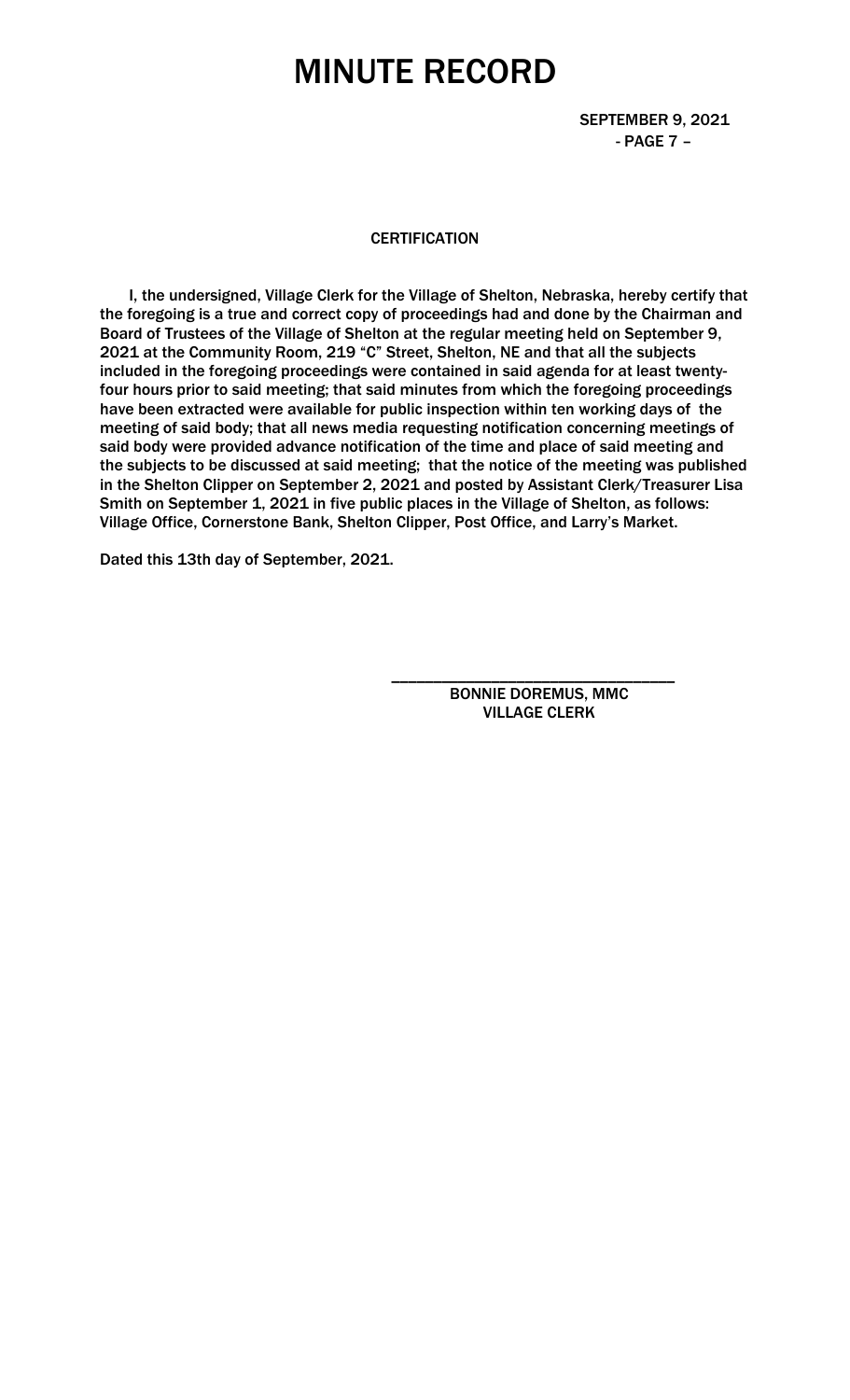## CERTIFICATION

I, the undersigned, Village Clerk for the Village of Shelton, Nebraska, hereby certify that the foregoing is a true and correct copy of proceedings had and done by the Chairman and Board of Trustees of the Village of Shelton at the regular meeting held on September 9, 2021 at the Community Room, 219 "C" Street, Shelton, NE and that all the subjects included in the foregoing proceedings were contained in said agenda for at least twenty-four hours prior to said meeting; that said minutes from which the foregoing proceedings have been extracted were available for public inspection within ten working days of the meeting of said body; that all news media requesting notification concerning meetings of said body were provided advance notification of the time and place of said meeting and the subjects to be discussed at said meeting; that the notice of the meeting was published in the Shelton Clipper on September 2, 2021 and posted by Assistant Clerk/Treasurer Lisa Smith on September 1, 2021 in five public places in the Village of Shelton, as follows: Village Office, Cornerstone Bank, Shelton Clipper, Post Office, and Larry's Market.

Dated this 13th day of September, 2021.

_______________________________

BONNIE DOREMUS, MMC
VILLAGE CLERK